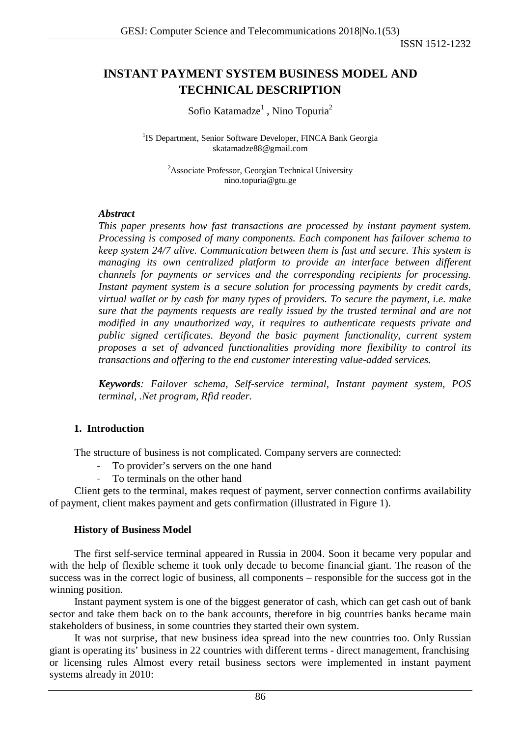# INSTANT PAYMENT SYSTEM BUSINESS MODEL AND TECHNICAL DESCRIPTION

Sofio Katamadze[1] , Nino Topuria[2]

[1]IS Department, Senior Software Developer, FINCA Bank Georgia
skatamadze88@gmail.com

[2]Associate Professor, Georgian Technical University
nino.topuria@gtu.ge

***Abstract***

*This paper presents how fast transactions are processed by instant payment system. Processing is composed of many components. Each component has failover schema to keep system 24/7 alive. Communication between them is fast and secure. This system is managing its own centralized platform to provide an interface between different channels for payments or services and the corresponding recipients for processing. Instant payment system is a secure solution for processing payments by credit cards, virtual wallet or by cash for many types of providers. To secure the payment, i.e. make sure that the payments requests are really issued by the trusted terminal and are not modified in any unauthorized way, it requires to authenticate requests private and public signed certificates. Beyond the basic payment functionality, current system proposes a set of advanced functionalities providing more flexibility to control its transactions and offering to the end customer interesting value-added services.*

***Keywords**: Failover schema, Self-service terminal, Instant payment system, POS terminal, .Net program, Rfid reader.*

## 1. Introduction

The structure of business is not complicated. Company servers are connected:

- To provider's servers on the one hand
- To terminals on the other hand

Client gets to the terminal, makes request of payment, server connection confirms availability of payment, client makes payment and gets confirmation (illustrated in Figure 1).

### History of Business Model

The first self-service terminal appeared in Russia in 2004. Soon it became very popular and with the help of flexible scheme it took only decade to become financial giant. The reason of the success was in the correct logic of business, all components – responsible for the success got in the winning position.

Instant payment system is one of the biggest generator of cash, which can get cash out of bank sector and take them back on to the bank accounts, therefore in big countries banks became main stakeholders of business, in some countries they started their own system.

It was not surprise, that new business idea spread into the new countries too. Only Russian giant is operating its' business in 22 countries with different terms - direct management, franchising or licensing rules Almost every retail business sectors were implemented in instant payment systems already in 2010: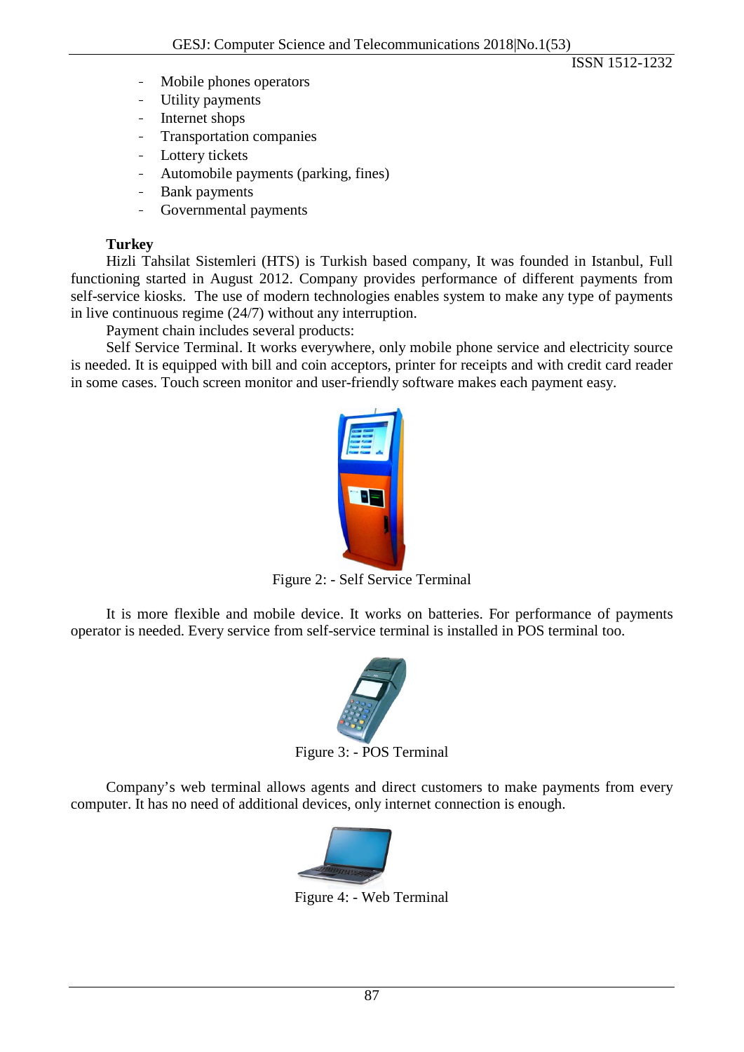- Mobile phones operators
- Utility payments
- Internet shops
- Transportation companies
- Lottery tickets
- Automobile payments (parking, fines)
- Bank payments
- Governmental payments

**Turkey**

Hizli Tahsilat Sistemleri (HTS) is Turkish based company, It was founded in Istanbul, Full functioning started in August 2012. Company provides performance of different payments from self-service kiosks. The use of modern technologies enables system to make any type of payments in live continuous regime (24/7) without any interruption.

Payment chain includes several products:

Self Service Terminal. It works everywhere, only mobile phone service and electricity source is needed. It is equipped with bill and coin acceptors, printer for receipts and with credit card reader in some cases. Touch screen monitor and user-friendly software makes each payment easy.

Figure 2: - Self Service Terminal

It is more flexible and mobile device. It works on batteries. For performance of payments operator is needed. Every service from self-service terminal is installed in POS terminal too.

Figure 3: - POS Terminal

Company's web terminal allows agents and direct customers to make payments from every computer. It has no need of additional devices, only internet connection is enough.

Figure 4: - Web Terminal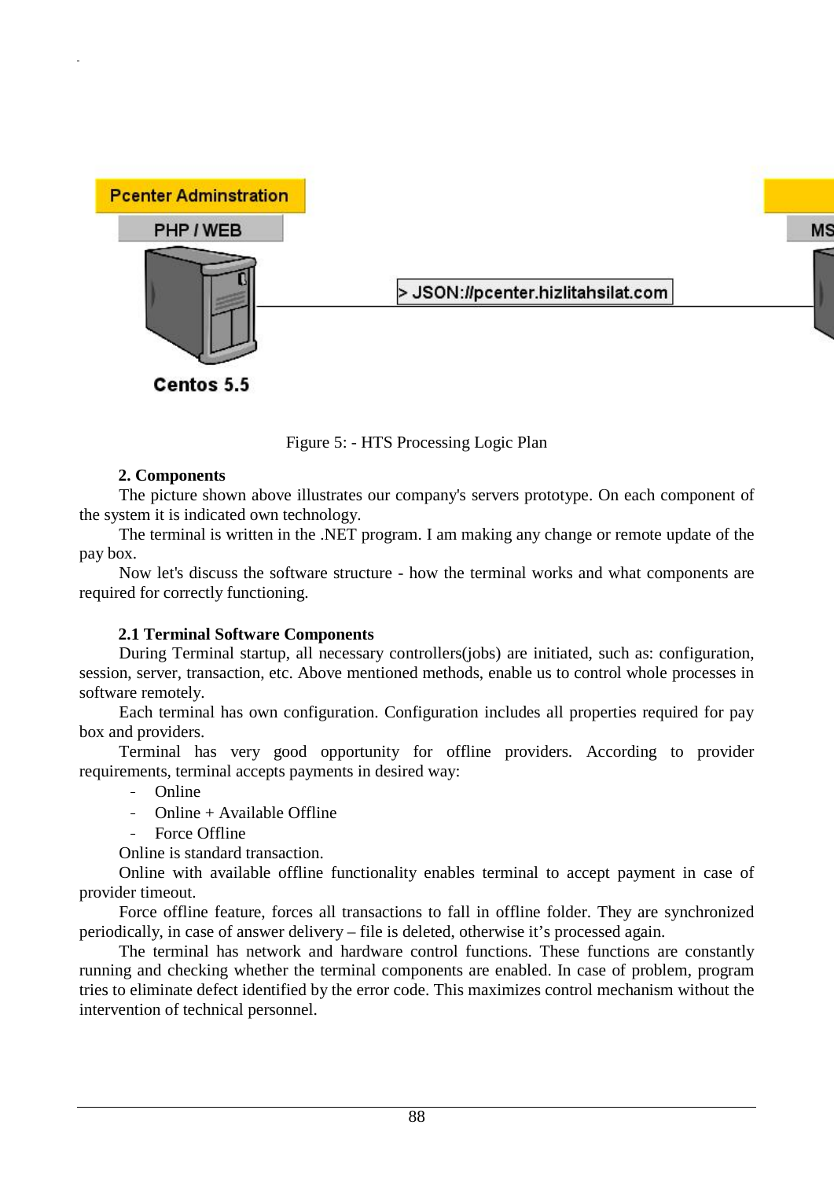Figure 5: - HTS Processing Logic Plan

**2. Components**

The picture shown above illustrates our company's servers prototype. On each component of the system it is indicated own technology.

The terminal is written in the .NET program. I am making any change or remote update of the pay box.

Now let's discuss the software structure - how the terminal works and what components are required for correctly functioning.

**2.1 Terminal Software Components**

During Terminal startup, all necessary controllers(jobs) are initiated, such as: configuration, session, server, transaction, etc. Above mentioned methods, enable us to control whole processes in software remotely.

Each terminal has own configuration. Configuration includes all properties required for pay box and providers.

Terminal has very good opportunity for offline providers. According to provider requirements, terminal accepts payments in desired way:

- Online
- Online + Available Offline
- Force Offline

Online is standard transaction.

Online with available offline functionality enables terminal to accept payment in case of provider timeout.

Force offline feature, forces all transactions to fall in offline folder. They are synchronized periodically, in case of answer delivery – file is deleted, otherwise it's processed again.

The terminal has network and hardware control functions. These functions are constantly running and checking whether the terminal components are enabled. In case of problem, program tries to eliminate defect identified by the error code. This maximizes control mechanism without the intervention of technical personnel.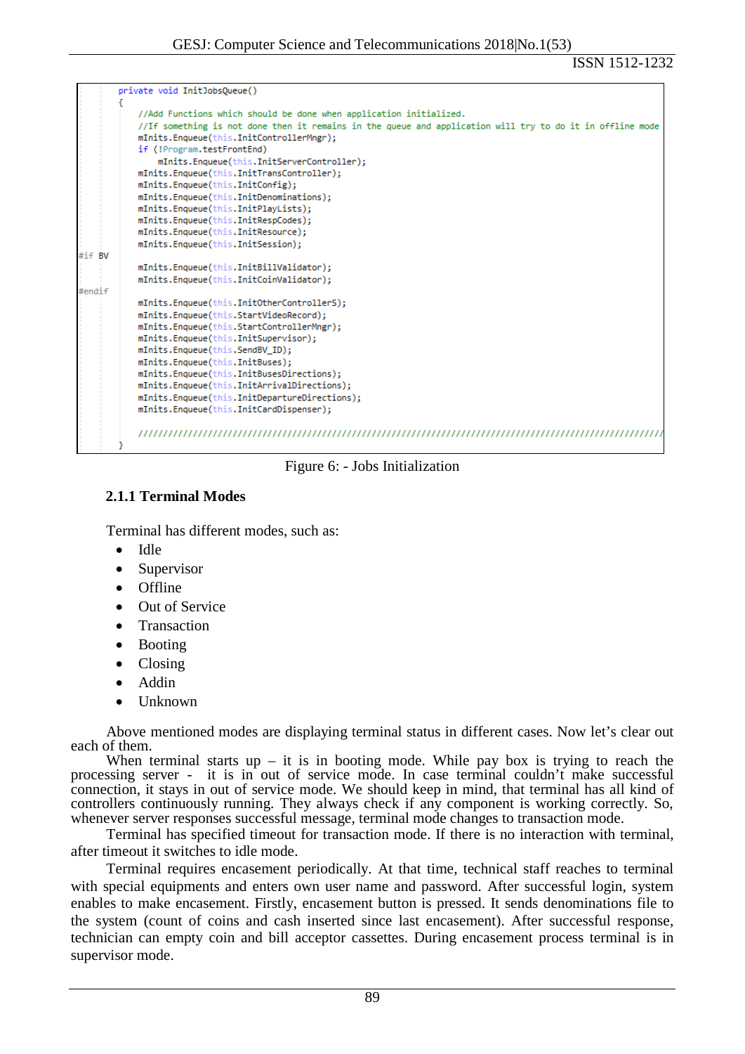```
private void InitJobsQueue()
{
    //Add Functions which should be done when application initialized.
    //If something is not done then it remains in the queue and application will try to do it in offline mode
    mInits.Enqueue(this.InitControllerMngr);
    if (!Program.testFrontEnd)
        mInits.Enqueue(this.InitServerController);
    mInits.Enqueue(this.InitTransController);
    mInits.Enqueue(this.InitConfig);
    mInits.Enqueue(this.InitDenominations);
    mInits.Enqueue(this.InitPlayLists);
    mInits.Enqueue(this.InitRespCodes);
    mInits.Enqueue(this.InitResource);
    mInits.Enqueue(this.InitSession);
#if BV
    mInits.Enqueue(this.InitBillValidator);
    mInits.Enqueue(this.InitCoinValidator);
#endif
    mInits.Enqueue(this.InitOtherControllerS);
    mInits.Enqueue(this.StartVideoRecord);
    mInits.Enqueue(this.StartControllerMngr);
    mInits.Enqueue(this.InitSupervisor);
    mInits.Enqueue(this.SendBV_ID);
    mInits.Enqueue(this.InitBuses);
    mInits.Enqueue(this.InitBusesDirections);
    mInits.Enqueue(this.InitArrivalDirections);
    mInits.Enqueue(this.InitDepartureDirections);
    mInits.Enqueue(this.InitCardDispenser);

    ////////////////////////////////////////////////////////////////////////////////////////////////////
}
```

Figure 6: - Jobs Initialization

### 2.1.1 Terminal Modes

Terminal has different modes, such as:

- Idle
- Supervisor
- Offline
- Out of Service
- Transaction
- Booting
- Closing
- Addin
- Unknown

Above mentioned modes are displaying terminal status in different cases. Now let's clear out each of them.

When terminal starts up – it is in booting mode. While pay box is trying to reach the processing server - it is in out of service mode. In case terminal couldn't make successful connection, it stays in out of service mode. We should keep in mind, that terminal has all kind of controllers continuously running. They always check if any component is working correctly. So, whenever server responses successful message, terminal mode changes to transaction mode.

Terminal has specified timeout for transaction mode. If there is no interaction with terminal, after timeout it switches to idle mode.

Terminal requires encasement periodically. At that time, technical staff reaches to terminal with special equipments and enters own user name and password. After successful login, system enables to make encasement. Firstly, encasement button is pressed. It sends denominations file to the system (count of coins and cash inserted since last encasement). After successful response, technician can empty coin and bill acceptor cassettes. During encasement process terminal is in supervisor mode.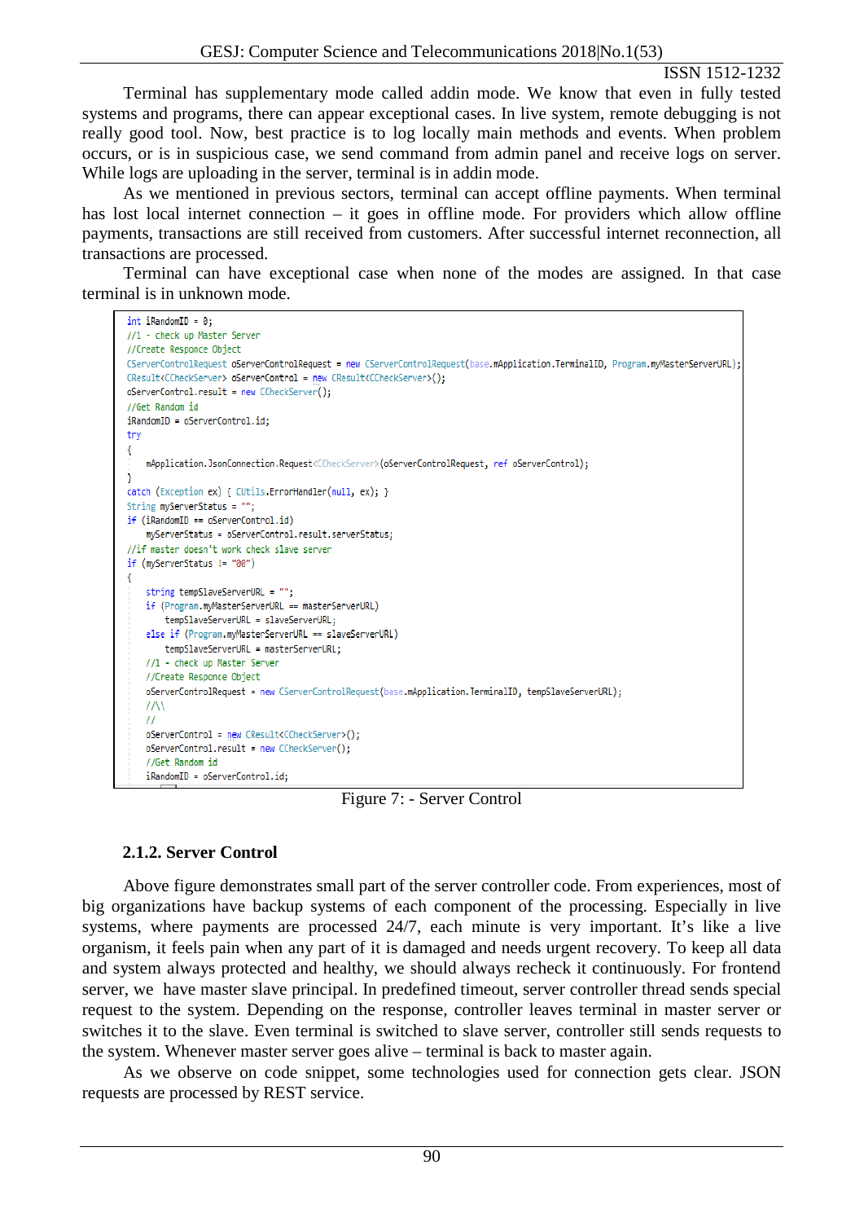Terminal has supplementary mode called addin mode. We know that even in fully tested systems and programs, there can appear exceptional cases. In live system, remote debugging is not really good tool. Now, best practice is to log locally main methods and events. When problem occurs, or is in suspicious case, we send command from admin panel and receive logs on server. While logs are uploading in the server, terminal is in addin mode.

As we mentioned in previous sectors, terminal can accept offline payments. When terminal has lost local internet connection – it goes in offline mode. For providers which allow offline payments, transactions are still received from customers. After successful internet reconnection, all transactions are processed.

Terminal can have exceptional case when none of the modes are assigned. In that case terminal is in unknown mode.

```
int iRandomID = 0;
//1 - check up Master Server
//Create Responce Object
CServerControlRequest oServerControlRequest = new CServerControlRequest(base.mApplication.TerminalID, Program.myMasterServerURL);
CResult<CCheckServer> oServerControl = new CResult<CCheckServer>();
oServerControl.result = new CCheckServer();
//Get Random id
iRandomID = oServerControl.id;
try
{
    mApplication.JsonConnection.Request<CCheckServer>(oServerControlRequest, ref oServerControl);
}
catch (Exception ex) { CUtils.ErrorHandler(null, ex); }
String myServerStatus = "";
if (iRandomID == oServerControl.id)
    myServerStatus = oServerControl.result.serverStatus;
//if master doesn't work check slave server
if (myServerStatus != "00")
{
    string tempSlaveServerURL = "";
    if (Program.myMasterServerURL == masterServerURL)
        tempSlaveServerURL = slaveServerURL;
    else if (Program.myMasterServerURL == slaveServerURL)
        tempSlaveServerURL = masterServerURL;
    //1 - check up Master Server
    //Create Responce Object
    oServerControlRequest = new CServerControlRequest(base.mApplication.TerminalID, tempSlaveServerURL);
    //\\
    //
    oServerControl = new CResult<CCheckServer>();
    oServerControl.result = new CCheckServer();
    //Get Random id
    iRandomID = oServerControl.id;
```

Figure 7: - Server Control

### 2.1.2. Server Control

Above figure demonstrates small part of the server controller code. From experiences, most of big organizations have backup systems of each component of the processing. Especially in live systems, where payments are processed 24/7, each minute is very important. It's like a live organism, it feels pain when any part of it is damaged and needs urgent recovery. To keep all data and system always protected and healthy, we should always recheck it continuously. For frontend server, we have master slave principal. In predefined timeout, server controller thread sends special request to the system. Depending on the response, controller leaves terminal in master server or switches it to the slave. Even terminal is switched to slave server, controller still sends requests to the system. Whenever master server goes alive – terminal is back to master again.

As we observe on code snippet, some technologies used for connection gets clear. JSON requests are processed by REST service.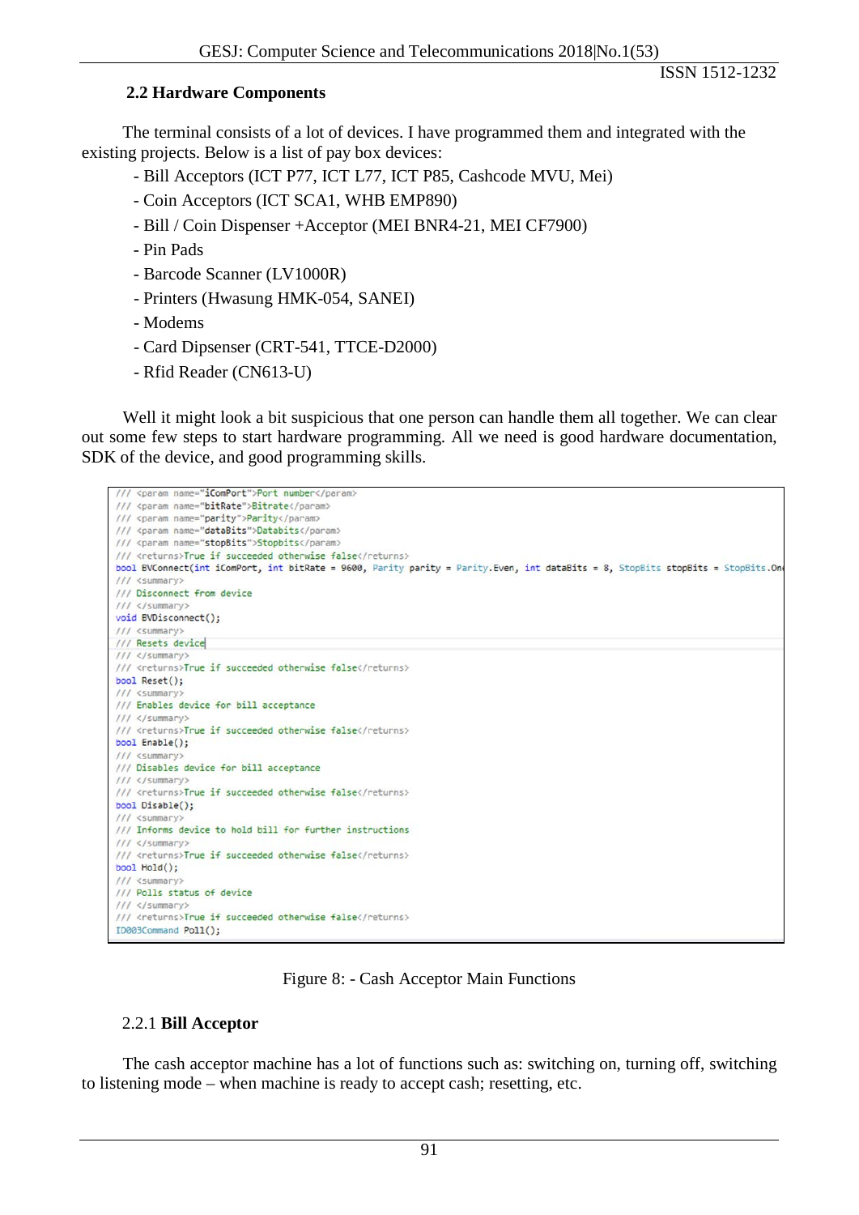### 2.2 Hardware Components

The terminal consists of a lot of devices. I have programmed them and integrated with the existing projects. Below is a list of pay box devices:

- Bill Acceptors (ICT P77, ICT L77, ICT P85, Cashcode MVU, Mei)
- Coin Acceptors (ICT SCA1, WHB EMP890)
- Bill / Coin Dispenser +Acceptor (MEI BNR4-21, MEI CF7900)
- Pin Pads
- Barcode Scanner (LV1000R)
- Printers (Hwasung HMK-054, SANEI)
- Modems
- Card Dipsenser (CRT-541, TTCE-D2000)
- Rfid Reader (CN613-U)

Well it might look a bit suspicious that one person can handle them all together. We can clear out some few steps to start hardware programming. All we need is good hardware documentation, SDK of the device, and good programming skills.

```
/// <param name="iComPort">Port number</param>
/// <param name="bitRate">Bitrate</param>
/// <param name="parity">Parity</param>
/// <param name="dataBits">Databits</param>
/// <param name="stopBits">Stopbits</param>
/// <returns>True if succeeded otherwise false</returns>
bool BVConnect(int iComPort, int bitRate = 9600, Parity parity = Parity.Even, int dataBits = 8, StopBits stopBits = StopBits.On
/// <summary>
/// Disconnect from device
/// </summary>
void BVDisconnect();
/// <summary>
/// Resets device
/// </summary>
/// <returns>True if succeeded otherwise false</returns>
bool Reset();
/// <summary>
/// Enables device for bill acceptance
/// </summary>
/// <returns>True if succeeded otherwise false</returns>
bool Enable();
/// <summary>
/// Disables device for bill acceptance
/// </summary>
/// <returns>True if succeeded otherwise false</returns>
bool Disable();
/// <summary>
/// Informs device to hold bill for further instructions
/// </summary>
/// <returns>True if succeeded otherwise false</returns>
bool Hold();
/// <summary>
/// Polls status of device
/// </summary>
/// <returns>True if succeeded otherwise false</returns>
ID003Command Poll();
```

Figure 8: - Cash Acceptor Main Functions

#### 2.2.1 **Bill Acceptor**

The cash acceptor machine has a lot of functions such as: switching on, turning off, switching to listening mode – when machine is ready to accept cash; resetting, etc.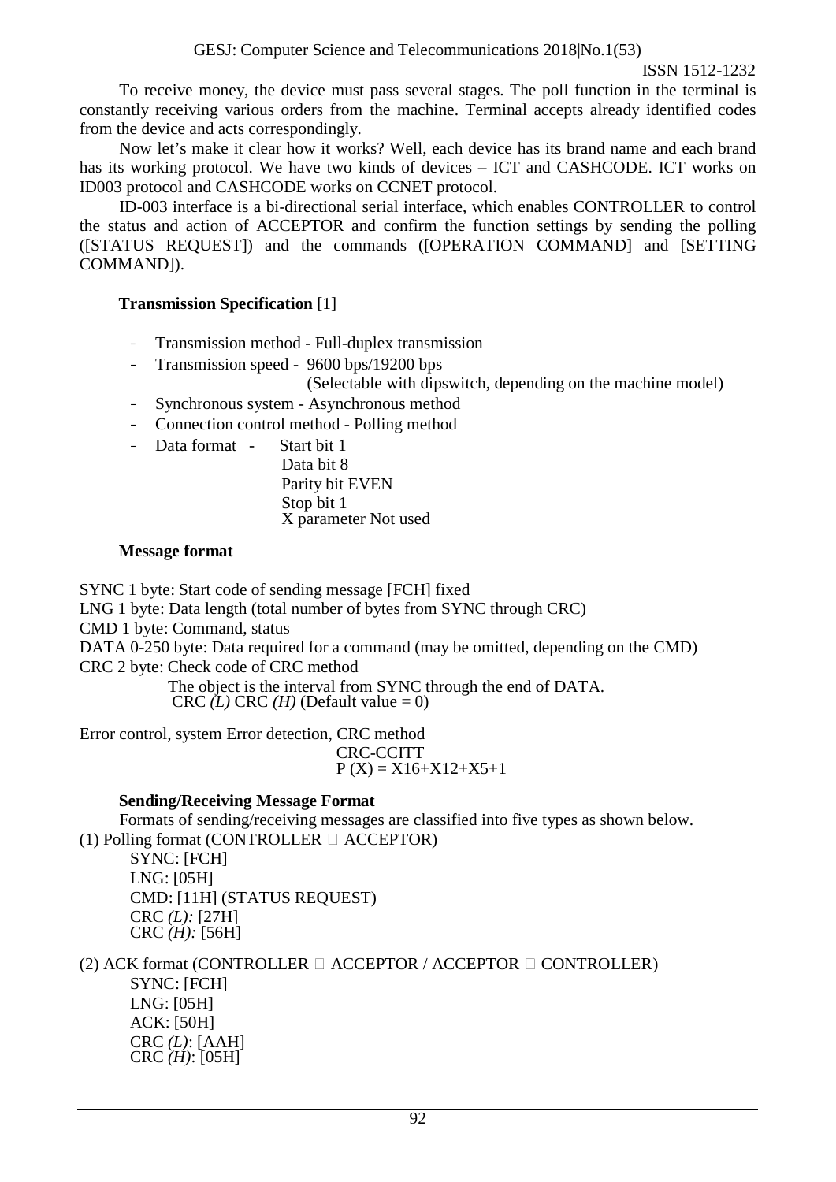To receive money, the device must pass several stages. The poll function in the terminal is constantly receiving various orders from the machine. Terminal accepts already identified codes from the device and acts correspondingly.

Now let's make it clear how it works? Well, each device has its brand name and each brand has its working protocol. We have two kinds of devices – ICT and CASHCODE. ICT works on ID003 protocol and CASHCODE works on CCNET protocol.

ID-003 interface is a bi-directional serial interface, which enables CONTROLLER to control the status and action of ACCEPTOR and confirm the function settings by sending the polling ([STATUS REQUEST]) and the commands ([OPERATION COMMAND] and [SETTING COMMAND]).

**Transmission Specification** [1]

- Transmission method - Full-duplex transmission
- Transmission speed - 9600 bps/19200 bps
  (Selectable with dipswitch, depending on the machine model)
- Synchronous system - Asynchronous method
- Connection control method - Polling method
- Data format - Start bit 1
  Data bit 8
  Parity bit EVEN
  Stop bit 1
  X parameter Not used

**Message format**

SYNC 1 byte: Start code of sending message [FCH] fixed
LNG 1 byte: Data length (total number of bytes from SYNC through CRC)
CMD 1 byte: Command, status
DATA 0-250 byte: Data required for a command (may be omitted, depending on the CMD)
CRC 2 byte: Check code of CRC method
The object is the interval from SYNC through the end of DATA.
CRC *(L)* CRC *(H)* (Default value = 0)

Error control, system Error detection, CRC method
CRC-CCITT
$P(X) = X16+X12+X5+1$

**Sending/Receiving Message Format**

Formats of sending/receiving messages are classified into five types as shown below.

(1) Polling format (CONTROLLER → ACCEPTOR)
SYNC: [FCH]
LNG: [05H]
CMD: [11H] (STATUS REQUEST)
CRC *(L):* [27H]
CRC *(H):* [56H]

(2) ACK format (CONTROLLER → ACCEPTOR / ACCEPTOR → CONTROLLER)
SYNC: [FCH]
LNG: [05H]
ACK: [50H]
CRC *(L)*: [AAH]
CRC *(H)*: [05H]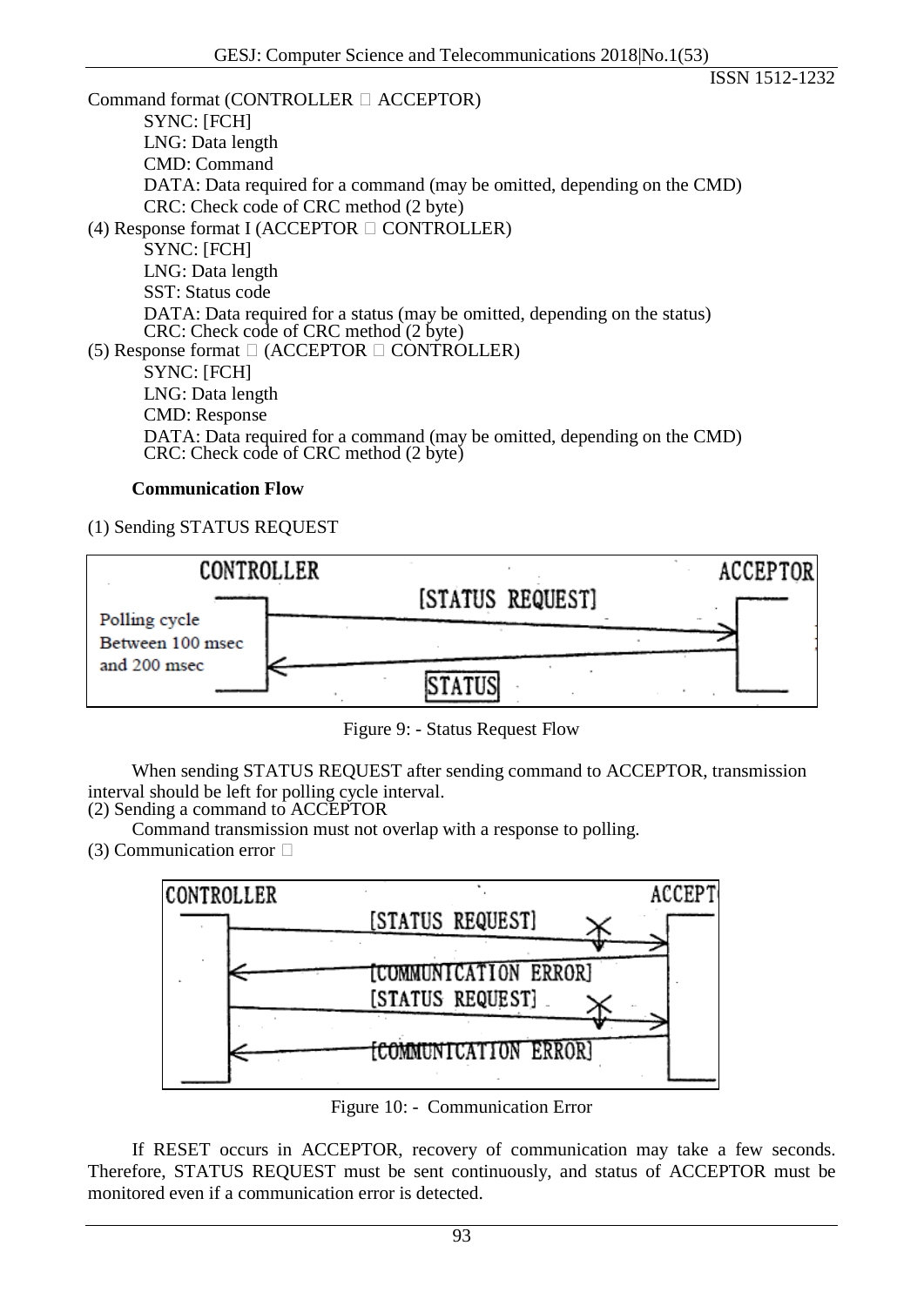Command format (CONTROLLER □ ACCEPTOR)

SYNC: [FCH]

LNG: Data length

CMD: Command

DATA: Data required for a command (may be omitted, depending on the CMD)

CRC: Check code of CRC method (2 byte)

(4) Response format I (ACCEPTOR □ CONTROLLER)

SYNC: [FCH]

LNG: Data length

SST: Status code

DATA: Data required for a status (may be omitted, depending on the status)

CRC: Check code of CRC method (2 byte)

(5) Response format □ (ACCEPTOR □ CONTROLLER)

SYNC: [FCH]

LNG: Data length

CMD: Response

DATA: Data required for a command (may be omitted, depending on the CMD)

CRC: Check code of CRC method (2 byte)

**Communication Flow**

(1) Sending STATUS REQUEST

Figure 9: - Status Request Flow

When sending STATUS REQUEST after sending command to ACCEPTOR, transmission interval should be left for polling cycle interval.

(2) Sending a command to ACCEPTOR

Command transmission must not overlap with a response to polling.

(3) Communication error □

Figure 10: - Communication Error

If RESET occurs in ACCEPTOR, recovery of communication may take a few seconds. Therefore, STATUS REQUEST must be sent continuously, and status of ACCEPTOR must be monitored even if a communication error is detected.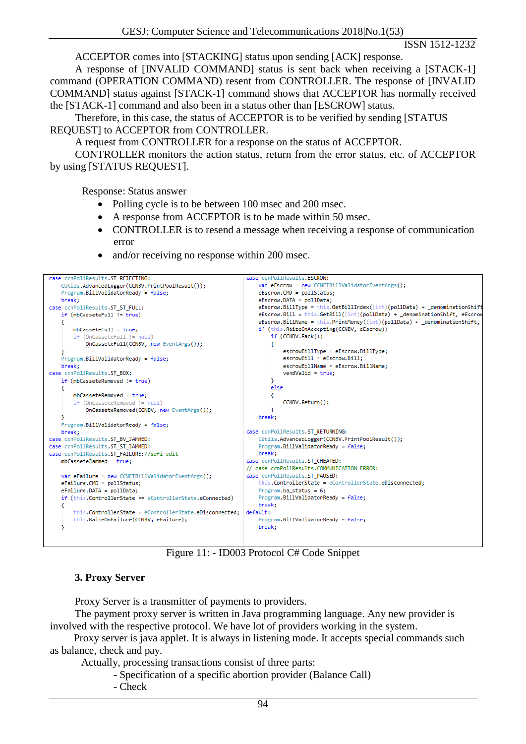ACCEPTOR comes into [STACKING] status upon sending [ACK] response.

A response of [INVALID COMMAND] status is sent back when receiving a [STACK-1] command (OPERATION COMMAND) resent from CONTROLLER. The response of [INVALID COMMAND] status against [STACK-1] command shows that ACCEPTOR has normally received the [STACK-1] command and also been in a status other than [ESCROW] status.

Therefore, in this case, the status of ACCEPTOR is to be verified by sending [STATUS REQUEST] to ACCEPTOR from CONTROLLER.

A request from CONTROLLER for a response on the status of ACCEPTOR.

CONTROLLER monitors the action status, return from the error status, etc. of ACCEPTOR by using [STATUS REQUEST].

Response: Status answer

- Polling cycle is to be between 100 msec and 200 msec.
- A response from ACCEPTOR is to be made within 50 msec.
- CONTROLLER is to resend a message when receiving a response of communication error
- and/or receiving no response within 200 msec.

```
case ccnPollResults.ST_REJECTING:
    CUtils.AdvancedLogger(CCNBV.PrintPoolResult());
    Program.BillValidatorReady = false;
    break;
case ccnPollResults.ST_ST_FULL:
    if (mbCasseteFull != true)
    {
        mbCasseteFull = true;
        if (OnCasseteFull != null)
            OnCasseteFull(CCNBV, new EventArgs());
    }
    Program.BillValidatorReady = false;
    break;
case ccnPollResults.ST_BOX:
    if (mbCasseteRemoved != true)
    {
        mbCasseteRemoved = true;
        if (OnCasseteRemoved != null)
            OnCasseteRemoved(CCNBV, new EventArgs());
    }
    Program.BillValidatorReady = false;
    break;
case ccnPollResults.ST_BV_JAMMED:
case ccnPollResults.ST_ST_JAMMED:
case ccnPollResults.ST_FAILURE://sofi edit
    mbCasseteJammed = true;

    var eFailure = new CCNETBillValidatorEventArgs();
    eFailure.CMD = pollStatus;
    eFailure.DATA = pollData;
    if (this.ControllerState == eControllerState.eConnected)
    {
        this.ControllerState = eControllerState.eDisconnected;
        this.RaizeOnFailure(CCNBV, eFailure);
    }
```

```
case ccnPollResults.ESCROW:
    var eEscrow = new CCNETBillValidatorEventArgs();
    eEscrow.CMD = pollStatus;
    eEscrow.DATA = pollData;
    eEscrow.BillType = this.GetBillIndex((int)(pollData) + _denominationShift
    eEscrow.Bill = this.GetBill((int)(pollData) + _denominationShift, eEscrow
    eEscrow.BillName = this.PrintMoney((int)(pollData) + _denominationShift,
    if (this.RaizeOnAccepting(CCNBV, eEscrow))
        if (CCNBV.Pack())
        {
            escrowBillType = eEscrow.BillType;
            escrowBill = eEscrow.Bill;
            escrowBillName = eEscrow.BillName;
            vendValid = true;
        }
        else
        {
            CCNBV.Return();
        }
    break;

case ccnPollResults.ST_RETURNING:
    CUtils.AdvancedLogger(CCNBV.PrintPoolResult());
    Program.BillValidatorReady = false;
    break;
case ccnPollResults.ST_CHEATED:
// case ccnPollResults.COMMUNICATION_ERROR:
case ccnPollResults.ST_PAUSED:
    this.ControllerState = eControllerState.eDisconnected;
    Program.ba_status = 6;
    Program.BillValidatorReady = false;
    break;
default:
    Program.BillValidatorReady = false;
    break;
```

Figure 11: - ID003 Protocol C# Code Snippet

### 3. Proxy Server

Proxy Server is a transmitter of payments to providers.

The payment proxy server is written in Java programming language. Any new provider is involved with the respective protocol. We have lot of providers working in the system.

Proxy server is java applet. It is always in listening mode. It accepts special commands such as balance, check and pay.

Actually, processing transactions consist of three parts:

- Specification of a specific abortion provider (Balance Call)
- Check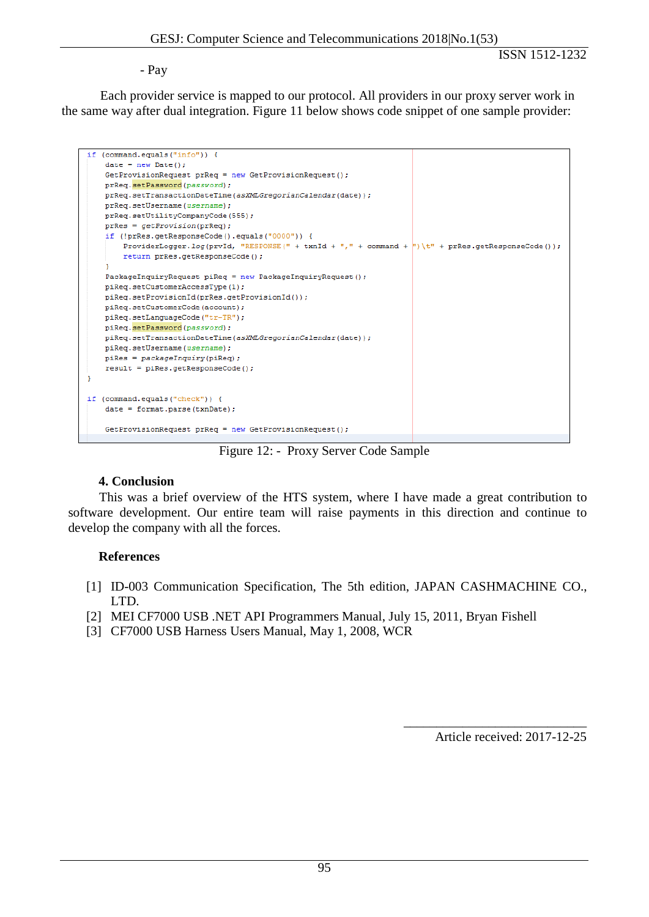- Pay

Each provider service is mapped to our protocol. All providers in our proxy server work in the same way after dual integration. Figure 11 below shows code snippet of one sample provider:

```
if (command.equals("info")) {
    date = new Date();
    GetProvisionRequest prReq = new GetProvisionRequest();
    prReq.setPassword(password);
    prReq.setTransactionDateTime(asXMLGregorianCalendar(date));
    prReq.setUsername(username);
    prReq.setUtilityCompanyCode(555);
    prRes = getProvision(prReq);
    if (!prRes.getResponseCode().equals("0000")) {
        ProviderLogger.log(prvId, "RESPONSE|" + txnId + "," + command + ")\t" + prRes.getResponseCode());
        return prRes.getResponseCode();
    }
    PackageInquiryRequest piReq = new PackageInquiryRequest();
    piReq.setCustomerAccessType(1);
    piReq.setProvisionId(prRes.getProvisionId());
    piReq.setCustomerCode(account);
    piReq.setLanguageCode("tr-TR");
    piReq.setPassword(password);
    piReq.setTransactionDateTime(asXMLGregorianCalendar(date));
    piReq.setUsername(username);
    piRes = packageInquiry(piReq);
    result = piRes.getResponseCode();
}

if (command.equals("check")) {
    date = format.parse(txnDate);

    GetProvisionRequest prReq = new GetProvisionRequest();
```

Figure 12: - Proxy Server Code Sample

**4. Conclusion**

This was a brief overview of the HTS system, where I have made a great contribution to software development. Our entire team will raise payments in this direction and continue to develop the company with all the forces.

**References**

[1] ID-003 Communication Specification, The 5th edition, JAPAN CASHMACHINE CO., LTD.
[2] MEI CF7000 USB .NET API Programmers Manual, July 15, 2011, Bryan Fishell
[3] CF7000 USB Harness Users Manual, May 1, 2008, WCR

Article received: 2017-12-25